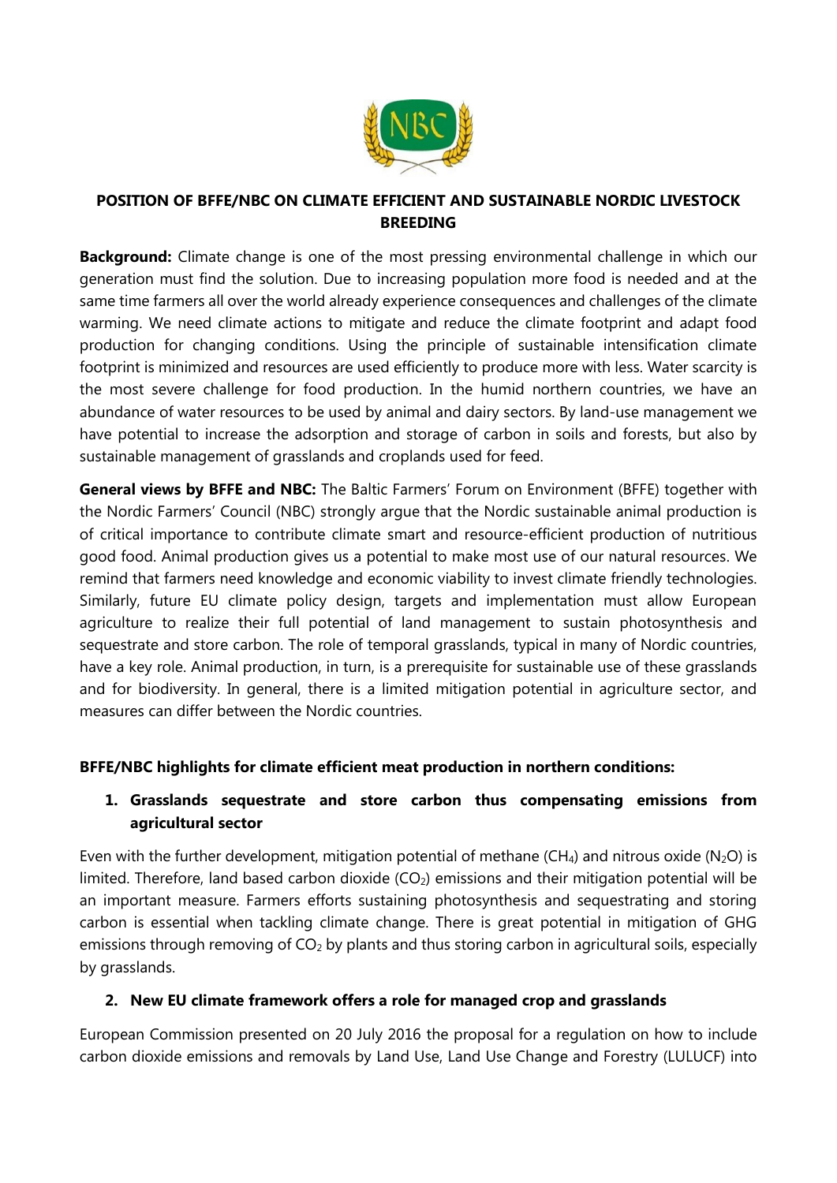**POSITION OF BFFE/NBC ON CLIMATE EFFICIENT AND SUSTAINABLE NORDIC LIVESTOCK BREEDING**

**Background:** Climate change is one of the most pressing environmental challenge in which our generation must find the solution. Due to increasing population more food is needed and at the same time farmers all over the world already experience consequences and challenges of the climate warming. We need climate actions to mitigate and reduce the climate footprint and adapt food production for changing conditions. Using the principle of sustainable intensification climate footprint is minimized and resources are used efficiently to produce more with less. Water scarcity is the most severe challenge for food production. In the humid northern countries, we have an abundance of water resources to be used by animal and dairy sectors. By land-use management we have potential to increase the adsorption and storage of carbon in soils and forests, but also by sustainable management of grasslands and croplands used for feed.

**General views by BFFE and NBC:** The Baltic Farmers' Forum on Environment (BFFE) together with the Nordic Farmers' Council (NBC) strongly argue that the Nordic sustainable animal production is of critical importance to contribute climate smart and resource-efficient production of nutritious good food. Animal production gives us a potential to make most use of our natural resources. We remind that farmers need knowledge and economic viability to invest climate friendly technologies. Similarly, future EU climate policy design, targets and implementation must allow European agriculture to realize their full potential of land management to sustain photosynthesis and sequestrate and store carbon. The role of temporal grasslands, typical in many of Nordic countries, have a key role. Animal production, in turn, is a prerequisite for sustainable use of these grasslands and for biodiversity. In general, there is a limited mitigation potential in agriculture sector, and measures can differ between the Nordic countries.

**BFFE/NBC highlights for climate efficient meat production in northern conditions:**

1. **Grasslands sequestrate and store carbon thus compensating emissions from agricultural sector**

Even with the further development, mitigation potential of methane ($CH_4$) and nitrous oxide ($N_2O$) is limited. Therefore, land based carbon dioxide ($CO_2$) emissions and their mitigation potential will be an important measure. Farmers efforts sustaining photosynthesis and sequestrating and storing carbon is essential when tackling climate change. There is great potential in mitigation of GHG emissions through removing of $CO_2$ by plants and thus storing carbon in agricultural soils, especially by grasslands.

2. **New EU climate framework offers a role for managed crop and grasslands**

European Commission presented on 20 July 2016 the proposal for a regulation on how to include carbon dioxide emissions and removals by Land Use, Land Use Change and Forestry (LULUCF) into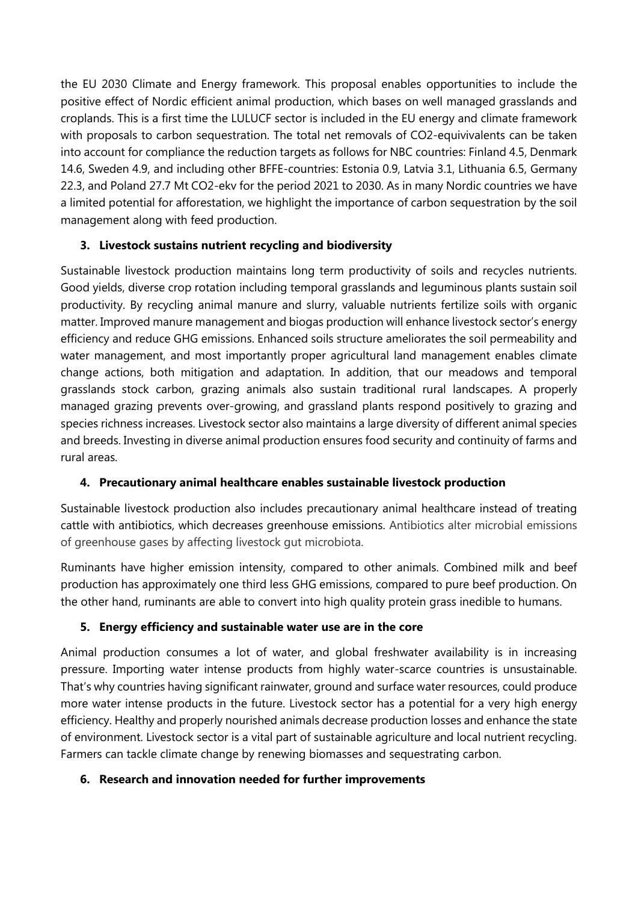the EU 2030 Climate and Energy framework. This proposal enables opportunities to include the positive effect of Nordic efficient animal production, which bases on well managed grasslands and croplands. This is a first time the LULUCF sector is included in the EU energy and climate framework with proposals to carbon sequestration. The total net removals of CO2-equivivalents can be taken into account for compliance the reduction targets as follows for NBC countries: Finland 4.5, Denmark 14.6, Sweden 4.9, and including other BFFE-countries: Estonia 0.9, Latvia 3.1, Lithuania 6.5, Germany 22.3, and Poland 27.7 Mt CO2-ekv for the period 2021 to 2030. As in many Nordic countries we have a limited potential for afforestation, we highlight the importance of carbon sequestration by the soil management along with feed production.

### 3. Livestock sustains nutrient recycling and biodiversity

Sustainable livestock production maintains long term productivity of soils and recycles nutrients. Good yields, diverse crop rotation including temporal grasslands and leguminous plants sustain soil productivity. By recycling animal manure and slurry, valuable nutrients fertilize soils with organic matter. Improved manure management and biogas production will enhance livestock sector's energy efficiency and reduce GHG emissions. Enhanced soils structure ameliorates the soil permeability and water management, and most importantly proper agricultural land management enables climate change actions, both mitigation and adaptation. In addition, that our meadows and temporal grasslands stock carbon, grazing animals also sustain traditional rural landscapes. A properly managed grazing prevents over-growing, and grassland plants respond positively to grazing and species richness increases. Livestock sector also maintains a large diversity of different animal species and breeds. Investing in diverse animal production ensures food security and continuity of farms and rural areas.

### 4. Precautionary animal healthcare enables sustainable livestock production

Sustainable livestock production also includes precautionary animal healthcare instead of treating cattle with antibiotics, which decreases greenhouse emissions. Antibiotics alter microbial emissions of greenhouse gases by affecting livestock gut microbiota.

Ruminants have higher emission intensity, compared to other animals. Combined milk and beef production has approximately one third less GHG emissions, compared to pure beef production. On the other hand, ruminants are able to convert into high quality protein grass inedible to humans.

### 5. Energy efficiency and sustainable water use are in the core

Animal production consumes a lot of water, and global freshwater availability is in increasing pressure. Importing water intense products from highly water-scarce countries is unsustainable. That's why countries having significant rainwater, ground and surface water resources, could produce more water intense products in the future. Livestock sector has a potential for a very high energy efficiency. Healthy and properly nourished animals decrease production losses and enhance the state of environment. Livestock sector is a vital part of sustainable agriculture and local nutrient recycling. Farmers can tackle climate change by renewing biomasses and sequestrating carbon.

### 6. Research and innovation needed for further improvements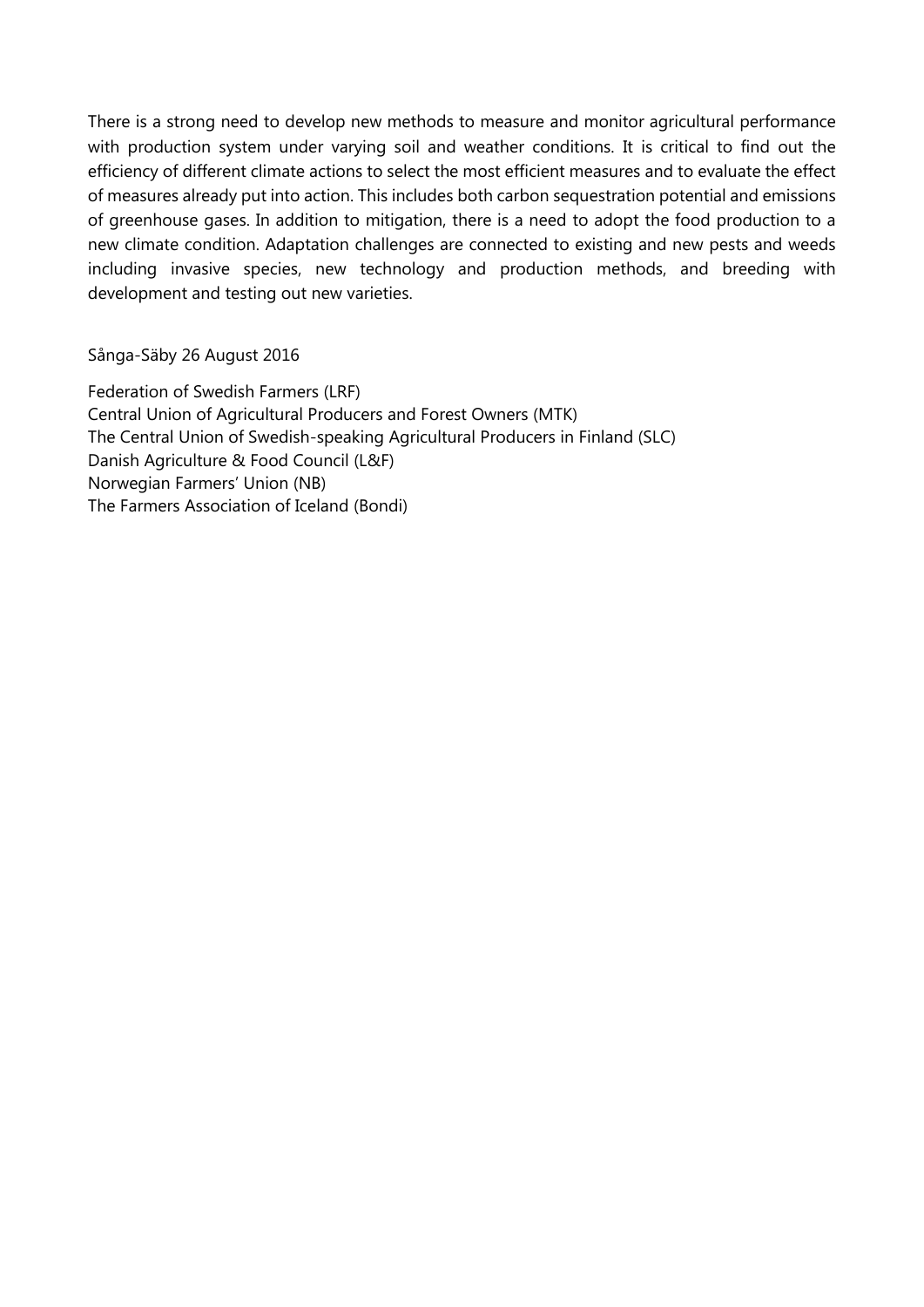There is a strong need to develop new methods to measure and monitor agricultural performance with production system under varying soil and weather conditions. It is critical to find out the efficiency of different climate actions to select the most efficient measures and to evaluate the effect of measures already put into action. This includes both carbon sequestration potential and emissions of greenhouse gases. In addition to mitigation, there is a need to adopt the food production to a new climate condition. Adaptation challenges are connected to existing and new pests and weeds including invasive species, new technology and production methods, and breeding with development and testing out new varieties.

Sånga-Säby 26 August 2016

Federation of Swedish Farmers (LRF)
Central Union of Agricultural Producers and Forest Owners (MTK)
The Central Union of Swedish-speaking Agricultural Producers in Finland (SLC)
Danish Agriculture & Food Council (L&F)
Norwegian Farmers' Union (NB)
The Farmers Association of Iceland (Bondi)